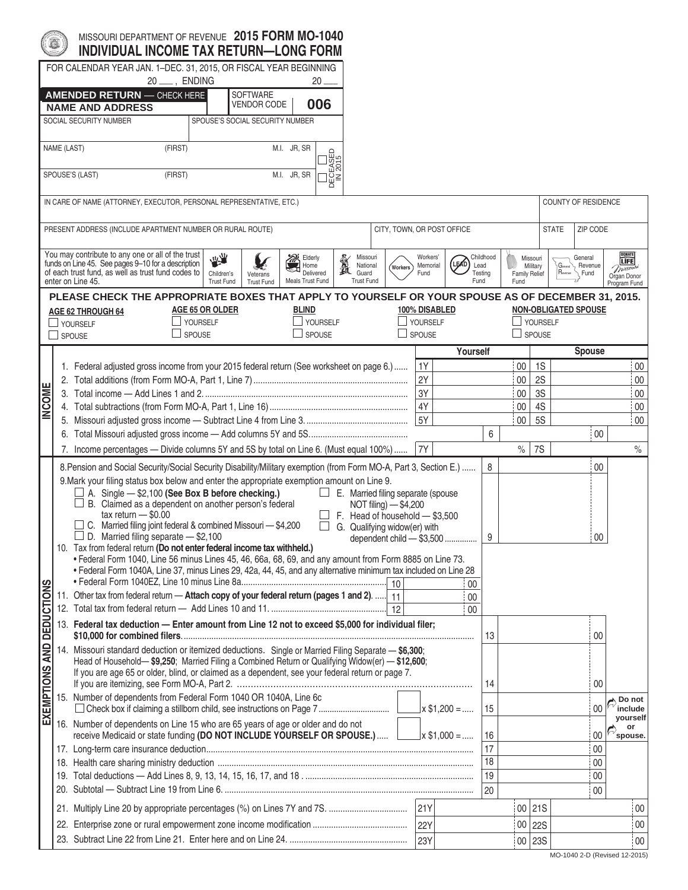MISSOURI DEPARTMENT OF REVENUE **2015 FORM MO-1040**

# INDIVIDUAL INCOME TAX RETURN—LONG FORM

FOR CALENDAR YEAR JAN. 1–DEC. 31, 2015, OR FISCAL YEAR BEGINNING 20 ___, ENDING 20 ___

**AMENDED RETURN** — CHECK HERE ☐ | SOFTWARE VENDOR CODE **006**

**NAME AND ADDRESS**

| SOCIAL SECURITY NUMBER | SPOUSE'S SOCIAL SECURITY NUMBER |
|---|---|
| | |

| NAME (LAST) | (FIRST) | M.I. | JR, SR | DECEASED IN 2015 ☐ |
|---|---|---|---|---|
| SPOUSE'S (LAST) | (FIRST) | M.I. | JR, SR | ☐ |

| IN CARE OF NAME (ATTORNEY, EXECUTOR, PERSONAL REPRESENTATIVE, ETC.) | COUNTY OF RESIDENCE |
|---|---|
| | |

| PRESENT ADDRESS (INCLUDE APARTMENT NUMBER OR RURAL ROUTE) | CITY, TOWN, OR POST OFFICE | STATE | ZIP CODE |
|---|---|---|---|
| | | | |

You may contribute to any one or all of the trust funds on Line 45. See pages 9–10 for a description of each trust fund, as well as trust fund codes to enter on Line 45.

Children's Trust Fund | Veterans Trust Fund | Elderly Home Delivered Meals Trust Fund | Missouri National Guard Trust Fund | Workers' Memorial Fund | Childhood Lead Testing Fund | Missouri Military Family Relief Fund | General Revenue Fund | Missouri Organ Donor Program Fund

**PLEASE CHECK THE APPROPRIATE BOXES THAT APPLY TO YOURSELF OR YOUR SPOUSE AS OF DECEMBER 31, 2015.**

| AGE 62 THROUGH 64 | AGE 65 OR OLDER | BLIND | 100% DISABLED | NON-OBLIGATED SPOUSE |
|---|---|---|---|---|
| ☐ YOURSELF | ☐ YOURSELF | ☐ YOURSELF | ☐ YOURSELF | ☐ YOURSELF |
| ☐ SPOUSE | ☐ SPOUSE | ☐ SPOUSE | ☐ SPOUSE | ☐ SPOUSE |

## INCOME

| Line | Description | | Yourself | | Spouse |
|---|---|---|---|---|---|
| 1. | Federal adjusted gross income from your 2015 federal return (See worksheet on page 6.) | 1Y | 00 | 1S | 00 |
| 2. | Total additions (from Form MO-A, Part 1, Line 7) | 2Y | 00 | 2S | 00 |
| 3. | Total income — Add Lines 1 and 2. | 3Y | 00 | 3S | 00 |
| 4. | Total subtractions (from Form MO-A, Part 1, Line 16) | 4Y | 00 | 4S | 00 |
| 5. | Missouri adjusted gross income — Subtract Line 4 from Line 3. | 5Y | 00 | 5S | 00 |
| 6. | Total Missouri adjusted gross income — Add columns 5Y and 5S. | 6 | 00 | | |
| 7. | Income percentages — Divide columns 5Y and 5S by total on Line 6. (Must equal 100%) | 7Y | % | 7S | % |

## EXEMPTIONS AND DEDUCTIONS

8. Pension and Social Security/Social Security Disability/Military exemption (from Form MO-A, Part 3, Section E.) ...... **8** ______ 00

9. Mark your filing status box below and enter the appropriate exemption amount on Line 9.
   - ☐ A. Single — $2,100 **(See Box B before checking.)**
   - ☐ B. Claimed as a dependent on another person's federal tax return — $0.00
   - ☐ C. Married filing joint federal & combined Missouri — $4,200
   - ☐ D. Married filing separate — $2,100
   - ☐ E. Married filing separate (spouse NOT filing) — $4,200
   - ☐ F. Head of household — $3,500
   - ☐ G. Qualifying widow(er) with dependent child — $3,500 ............... **9** ______ 00

10. Tax from federal return **(Do not enter federal income tax withheld.)**
    - Federal Form 1040, Line 56 minus Lines 45, 46, 66a, 68, 69, and any amount from Form 8885 on Line 73.
    - Federal Form 1040A, Line 37, minus Lines 29, 42a, 44, 45, and any alternative minimum tax included on Line 28
    - Federal Form 1040EZ, Line 10 minus Line 8a ........ **10** ______ 00

11. Other tax from federal return — **Attach copy of your federal return (pages 1 and 2).** ...... **11** ______ 00

12. Total tax from federal return — Add Lines 10 and 11. ...... **12** ______ 00

13. **Federal tax deduction — Enter amount from Line 12 not to exceed $5,000 for individual filer; $10,000 for combined filers.** ...... **13** ______ 00

14. Missouri standard deduction or itemized deductions. Single or Married Filing Separate — **$6,300**; Head of Household— **$9,250**; Married Filing a Combined Return or Qualifying Widow(er) — **$12,600**; If you are age 65 or older, blind, or claimed as a dependent, see your federal return or page 7. If you are itemizing, see Form MO-A, Part 2. ...... **14** ______ 00

15. Number of dependents from Federal Form 1040 OR 1040A, Line 6c ☐ Check box if claiming a stillborn child, see instructions on Page 7 ...... ____ x $1,200 = ..... **15** ______ 00 — **Do not include yourself or spouse.**

16. Number of dependents on Line 15 who are 65 years of age or older and do not receive Medicaid or state funding **(DO NOT INCLUDE YOURSELF OR SPOUSE.)** ..... ____ x $1,000 = ..... **16** ______ 00

17. Long-term care insurance deduction ...... **17** ______ 00

18. Health care sharing ministry deduction ...... **18** ______ 00

19. Total deductions — Add Lines 8, 9, 13, 14, 15, 16, 17, and 18 . ...... **19** ______ 00

20. Subtotal — Subtract Line 19 from Line 6. ...... **20** ______ 00

| Line | Description | | Yourself | | Spouse |
|---|---|---|---|---|---|
| 21. | Multiply Line 20 by appropriate percentages (%) on Lines 7Y and 7S. | 21Y | 00 | 21S | 00 |
| 22. | Enterprise zone or rural empowerment zone income modification | 22Y | 00 | 22S | 00 |
| 23. | Subtract Line 22 from Line 21. Enter here and on Line 24. | 23Y | 00 | 23S | 00 |

MO-1040 2-D (Revised 12-2015)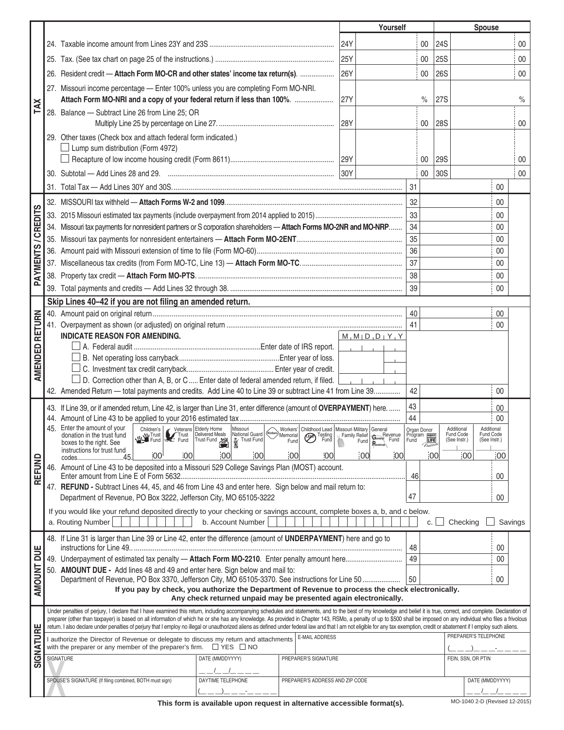## TAX

| | Yourself | | Spouse | |
|---|---|---|---|---|
| 24. Taxable income amount from Lines 23Y and 23S | 24Y | 00 | 24S | 00 |
| 25. Tax. (See tax chart on page 25 of the instructions.) | 25Y | 00 | 25S | 00 |
| 26. Resident credit — **Attach Form MO-CR and other states' income tax return(s)**. | 26Y | 00 | 26S | 00 |
| 27. Missouri income percentage — Enter 100% unless you are completing Form MO-NRI. **Attach Form MO-NRI and a copy of your federal return if less than 100%**. | 27Y | % | 27S | % |
| 28. Balance — Subtract Line 26 from Line 25; OR Multiply Line 25 by percentage on Line 27. | 28Y | 00 | 28S | 00 |
| 29. Other taxes (Check box and attach federal form indicated.) ☐ Lump sum distribution (Form 4972) ☐ Recapture of low income housing credit (Form 8611) | 29Y | 00 | 29S | 00 |
| 30. Subtotal — Add Lines 28 and 29. | 30Y | 00 | 30S | 00 |
| 31. Total Tax — Add Lines 30Y and 30S. | 31 | 00 | | |

## PAYMENTS / CREDITS

| | | |
|---|---|---|
| 32. MISSOURI tax withheld — **Attach Forms W-2 and 1099**. | 32 | 00 |
| 33. 2015 Missouri estimated tax payments (include overpayment from 2014 applied to 2015) | 33 | 00 |
| 34. Missouri tax payments for nonresident partners or S corporation shareholders — **Attach Forms MO-2NR and MO-NRP**. | 34 | 00 |
| 35. Missouri tax payments for nonresident entertainers — **Attach Form MO-2ENT** | 35 | 00 |
| 36. Amount paid with Missouri extension of time to file (Form MO-60) | 36 | 00 |
| 37. Miscellaneous tax credits (from Form MO-TC, Line 13) — **Attach Form MO-TC**. | 37 | 00 |
| 38. Property tax credit — **Attach Form MO-PTS**. | 38 | 00 |
| 39. Total payments and credits — Add Lines 32 through 38. | 39 | 00 |

## AMENDED RETURN

**Skip Lines 40–42 if you are not filing an amended return.**

| | | |
|---|---|---|
| 40. Amount paid on original return | 40 | 00 |
| 41. Overpayment as shown (or adjusted) on original return | 41 | 00 |

**INDICATE REASON FOR AMENDING.** M M D D Y Y

- ☐ A. Federal audit ........ Enter date of IRS report.
- ☐ B. Net operating loss carryback ........ Enter year of loss.
- ☐ C. Investment tax credit carryback ........ Enter year of credit.
- ☐ D. Correction other than A, B, or C ..... Enter date of federal amended return, if filed.

| | | |
|---|---|---|
| 42. Amended Return — total payments and credits. Add Line 40 to Line 39 or subtract Line 41 from Line 39. | 42 | 00 |

## REFUND

| | | |
|---|---|---|
| 43. If Line 39, or if amended return, Line 42, is larger than Line 31, enter difference (amount of **OVERPAYMENT**) here. | 43 | 00 |
| 44. Amount of Line 43 to be applied to your 2016 estimated tax | 44 | 00 |

45. Enter the amount of your donation in the trust fund boxes to the right. See instructions for trust fund codes......45.

| Children's Trust Fund | Veterans Trust Fund | Elderly Home Delivered Meals Trust Fund | Missouri National Guard Trust Fund | Workers' Memorial Fund | Childhood Lead Testing Fund | Missouri Military Family Relief Fund | General Revenue Fund | Organ Donor Program Fund | Additional Fund Code (See Instr.) | Additional Fund Code (See Instr.) |
|---|---|---|---|---|---|---|---|---|---|---|
| 00 | 00 | 00 | 00 | 00 | 00 | 00 | 00 | 00 | 00 | 00 |

| | | |
|---|---|---|
| 46. Amount of Line 43 to be deposited into a Missouri 529 College Savings Plan (MOST) account. Enter amount from Line E of Form 5632 | 46 | 00 |
| 47. **REFUND -** Subtract Lines 44, 45, and 46 from Line 43 and enter here. Sign below and mail return to: Department of Revenue, PO Box 3222, Jefferson City, MO 65105-3222 | 47 | 00 |

If you would like your refund deposited directly to your checking or savings account, complete boxes a, b, and c below.

a. Routing Number ______ b. Account Number ______ c. ☐ Checking ☐ Savings

## AMOUNT DUE

| | | |
|---|---|---|
| 48. If Line 31 is larger than Line 39 or Line 42, enter the difference (amount of **UNDERPAYMENT**) here and go to instructions for Line 49. | 48 | 00 |
| 49. Underpayment of estimated tax penalty — **Attach Form MO-2210**. Enter penalty amount here | 49 | 00 |
| 50. **AMOUNT DUE -** Add lines 48 and 49 and enter here. Sign below and mail to: Department of Revenue, PO Box 3370, Jefferson City, MO 65105-3370. See instructions for Line 50 | 50 | 00 |

**If you pay by check, you authorize the Department of Revenue to process the check electronically. Any check returned unpaid may be presented again electronically.**

## SIGNATURE

Under penalties of perjury, I declare that I have examined this return, including accompanying schedules and statements, and to the best of my knowledge and belief it is true, correct, and complete. Declaration of preparer (other than taxpayer) is based on all information of which he or she has any knowledge. As provided in Chapter 143, RSMo, a penalty of up to $500 shall be imposed on any individual who files a frivolous return. I also declare under penalties of perjury that I employ no illegal or unauthorized aliens as defined under federal law and that I am not eligible for any tax exemption, credit or abatement if I employ such aliens.

I authorize the Director of Revenue or delegate to discuss my return and attachments with the preparer or any member of the preparer's firm. ☐ YES ☐ NO

| | | | | |
|---|---|---|---|---|
| E-MAIL ADDRESS | | | PREPARER'S TELEPHONE ( ) - | |
| SIGNATURE | DATE (MMDDYYYY) __/__/____ | PREPARER'S SIGNATURE | FEIN, SSN, OR PTIN | |
| SPOUSE'S SIGNATURE (If filing combined, BOTH must sign) | DAYTIME TELEPHONE ( ) - | PREPARER'S ADDRESS AND ZIP CODE | DATE (MMDDYYYY) __/__/____ | |

**This form is available upon request in alternative accessible format(s).**

MO-1040 2-D (Revised 12-2015)